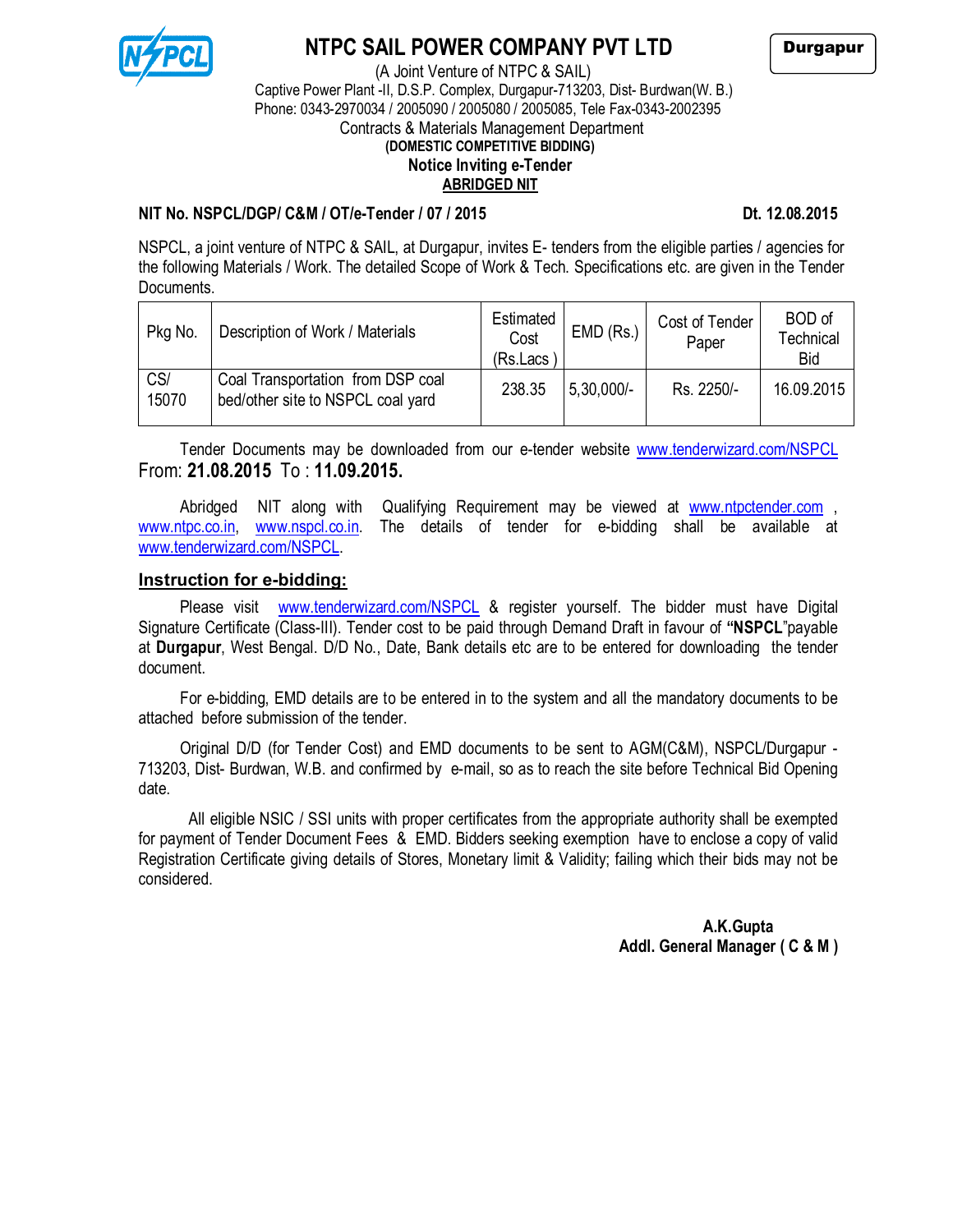# NTPC SAIL POWER COMPANY PVT LTD

**Durgapur**

(A Joint Venture of NTPC & SAIL)
Captive Power Plant -II, D.S.P. Complex, Durgapur-713203, Dist- Burdwan(W. B.)
Phone: 0343-2970034 / 2005090 / 2005080 / 2005085, Tele Fax-0343-2002395
Contracts & Materials Management Department
**(DOMESTIC COMPETITIVE BIDDING)**
**Notice Inviting e-Tender**
**ABRIDGED NIT**

**NIT No. NSPCL/DGP/ C&M / OT/e-Tender / 07 / 2015** **Dt. 12.08.2015**

NSPCL, a joint venture of NTPC & SAIL, at Durgapur, invites E- tenders from the eligible parties / agencies for the following Materials / Work. The detailed Scope of Work & Tech. Specifications etc. are given in the Tender Documents.

| Pkg No. | Description of Work / Materials | Estimated Cost (Rs.Lacs ) | EMD (Rs.) | Cost of Tender Paper | BOD of Technical Bid |
|---|---|---|---|---|---|
| CS/ 15070 | Coal Transportation from DSP coal bed/other site to NSPCL coal yard | 238.35 | 5,30,000/- | Rs. 2250/- | 16.09.2015 |

Tender Documents may be downloaded from our e-tender website www.tenderwizard.com/NSPCL From: **21.08.2015** To : **11.09.2015.**

Abridged NIT along with Qualifying Requirement may be viewed at www.ntpctender.com , www.ntpc.co.in, www.nspcl.co.in. The details of tender for e-bidding shall be available at www.tenderwizard.com/NSPCL.

## Instruction for e-bidding:

Please visit www.tenderwizard.com/NSPCL & register yourself. The bidder must have Digital Signature Certificate (Class-III). Tender cost to be paid through Demand Draft in favour of **"NSPCL"**payable at **Durgapur**, West Bengal. D/D No., Date, Bank details etc are to be entered for downloading the tender document.

For e-bidding, EMD details are to be entered in to the system and all the mandatory documents to be attached before submission of the tender.

Original D/D (for Tender Cost) and EMD documents to be sent to AGM(C&M), NSPCL/Durgapur - 713203, Dist- Burdwan, W.B. and confirmed by e-mail, so as to reach the site before Technical Bid Opening date.

All eligible NSIC / SSI units with proper certificates from the appropriate authority shall be exempted for payment of Tender Document Fees & EMD. Bidders seeking exemption have to enclose a copy of valid Registration Certificate giving details of Stores, Monetary limit & Validity; failing which their bids may not be considered.

**A.K.Gupta**
**Addl. General Manager ( C & M )**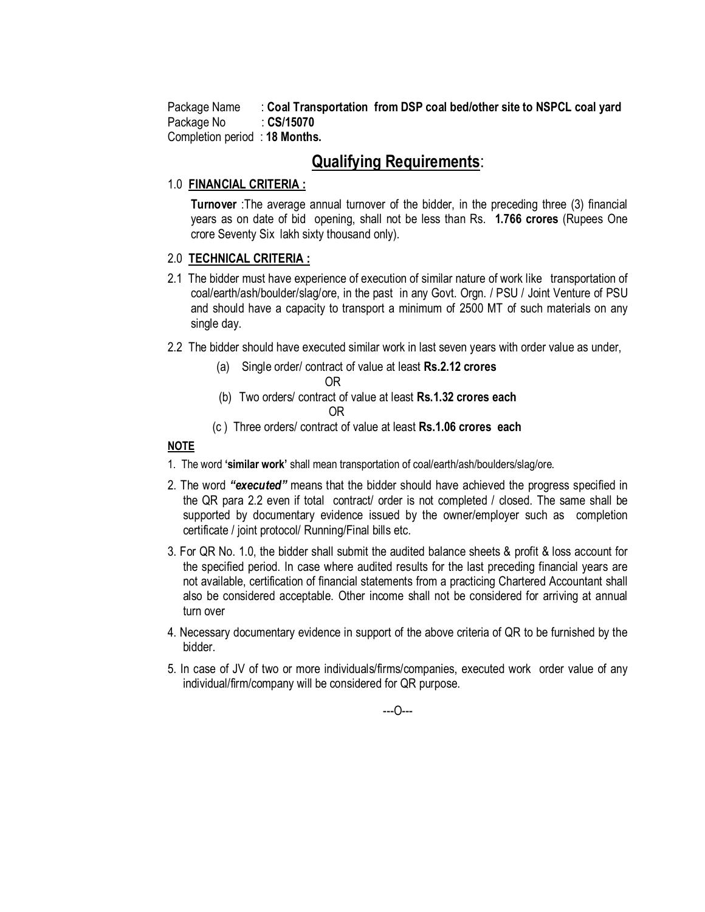Package Name : **Coal Transportation from DSP coal bed/other site to NSPCL coal yard**
Package No : **CS/15070**
Completion period : **18 Months.**

# **Qualifying Requirements**:

## 1.0 **FINANCIAL CRITERIA :**

**Turnover** :The average annual turnover of the bidder, in the preceding three (3) financial years as on date of bid opening, shall not be less than Rs. **1.766 crores** (Rupees One crore Seventy Six lakh sixty thousand only).

## 2.0 **TECHNICAL CRITERIA :**

2.1 The bidder must have experience of execution of similar nature of work like transportation of coal/earth/ash/boulder/slag/ore, in the past in any Govt. Orgn. / PSU / Joint Venture of PSU and should have a capacity to transport a minimum of 2500 MT of such materials on any single day.

2.2 The bidder should have executed similar work in last seven years with order value as under,

(a) Single order/ contract of value at least **Rs.2.12 crores**

OR

(b) Two orders/ contract of value at least **Rs.1.32 crores each**

OR

(c ) Three orders/ contract of value at least **Rs.1.06 crores each**

**NOTE**

1. The word **'similar work'** shall mean transportation of coal/earth/ash/boulders/slag/ore.
2. The word ***"executed"*** means that the bidder should have achieved the progress specified in the QR para 2.2 even if total contract/ order is not completed / closed. The same shall be supported by documentary evidence issued by the owner/employer such as completion certificate / joint protocol/ Running/Final bills etc.
3. For QR No. 1.0, the bidder shall submit the audited balance sheets & profit & loss account for the specified period. In case where audited results for the last preceding financial years are not available, certification of financial statements from a practicing Chartered Accountant shall also be considered acceptable. Other income shall not be considered for arriving at annual turn over
4. Necessary documentary evidence in support of the above criteria of QR to be furnished by the bidder.
5. In case of JV of two or more individuals/firms/companies, executed work order value of any individual/firm/company will be considered for QR purpose.

---O---